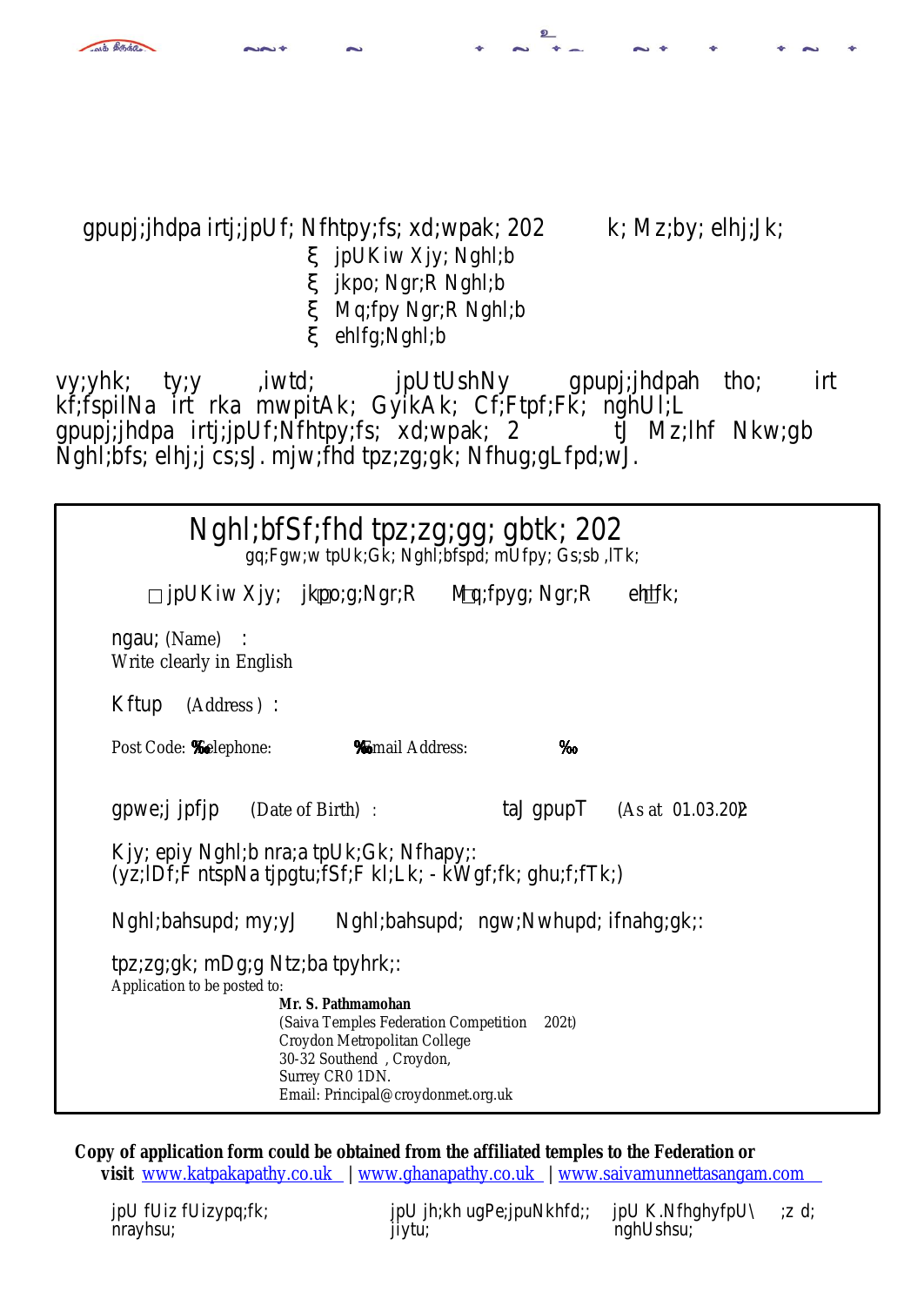gpupj;jhdpa irtj;jpUf; Nfhtpy;fs; xd;wpak; 202 k; Mz;by; elhj;Jk;

- ξ jpUKiw Xjy; Nghl;b
- ξ jkpo; Ngr;R Nghl;b
- ξ Mq;fpy Ngr;R Nghl;b
- ξ ehlfg;Nghl;b

vy;yhk; ty;y ,iwtd; jpUtUshNy gpupj;jhdpah tho; irt kf;fspilNa irt rka mwpitAk; GyikAk; Cf;Ftpf;Fk; nghUl;L gpupj;jhdpa irtj;jpUf;Nfhtpy;fs; xd;wpak; 2 tJ Mz;lhf Nkw;gb Nghl;bfs; elhj;j cs;sJ. mjw;fhd tpz;zg;gk; Nfhug;gLfpd;wJ.

## Nghl;bfSf;fhd tpz;zg;gg; gbtk; 202

gq;Fgw;w tpUk;Gk; Nghl;bfspd; mUfpy; Gs;sb ,lTk;

□ jpUKiw Xjy; □ jkpo;g;Ngr;R □ Mq;fpyg; Ngr;R □ ehlfk;

ngau; (Name) :
Write clearly in English

Kftup (Address) :

Post Code: ‰ Telephone: ‰ Email Address: ‰

gpwe;j jpfjp (Date of Birth) : taJ gpupT (As at 01.03.202)

Kjy; epiy Nghl;b nra;a tpUk;Gk; Nfhapy;:
(yz;lDf;F ntspNa tjpgtu;fSf;F kl;Lk; - kWgf;fk; ghu;f;fTk;)

Nghl;bahsupd; my;yJ Nghl;bahsupd; ngw;Nwhupd; ifnahg;gk;:

tpz;zg;gk; mDg;g Ntz;ba tpyhrk;:
Application to be posted to:

Mr. S. Pathmamohan
(Saiva Temples Federation Competition 202t)
Croydon Metropolitan College
30-32 Southend , Croydon,
Surrey CR0 1DN.
Email: Principal@croydonmet.org.uk

**Copy of application form could be obtained from the affiliated temples to the Federation or visit** www.katpakapathy.co.uk | www.ghanapathy.co.uk | www.saivamunnettasangam.com

jpU fUiz fUizypq;fk; nrayhsu; | jpU jh;kh ugPe;jpuNkhfd;; jiytu; | jpU K.NfhghyfpU\;zd; nghUshsu;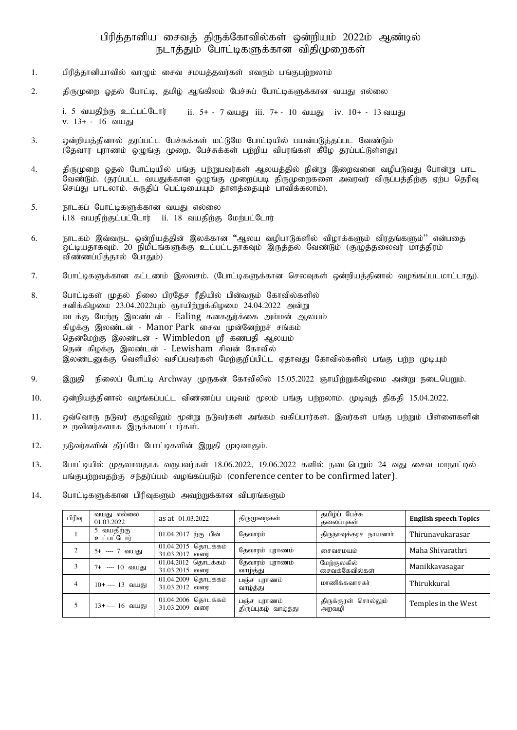# பிரித்தானிய சைவத் திருக்கோவில்கள் ஒன்றியம் 2022ம் ஆண்டில் நடாத்தும் போட்டிகளுக்கான விதிமுறைகள்

1. பிரித்தானியாவில் வாழும் சைவ சமயத்தவர்கள் எவரும் பங்குபற்றலாம்

2. திருமுறை ஓதல் போட்டி, தமிழ் ஆங்கிலம் பேச்சுப் போட்டிகளுக்கான வயது எல்லை

   i. 5 வயதிற்கு உட்பட்டோர் ii. 5+ - 7 வயது iii. 7+ - 10 வயது iv. 10+ - 13 வயது v. 13+ - 16 வயது

3. ஒன்றியத்தினால் தரப்பட்ட பேச்சுக்கள் மட்டுமே போட்டியில் பயன்படுத்தப்பட வேண்டும் (தேவார புராணம் ஒழுங்கு முறை, பேச்சுக்கள் பற்றிய விபரங்கள் கீழே தரப்பட்டுள்ளது)

4. திருமுறை ஓதல் போட்டியில் பங்கு பற்றுபவர்கள் ஆலயத்தில் நின்று இறைவனை வழிபடுவது போன்று பாட வேண்டும். (தரப்பட்ட வயதுக்கான ஒழுங்கு முறைப்படி திருமுறைகளை அவரவர் விருப்பத்திற்கு ஏற்ப தெரிவு செய்து பாடலாம். சுருதிப் பெட்டியையும் தாளத்தையும் பாவிக்கலாம்).

5. நாடகப் போட்டிகளுக்கான வயது எல்லை
   i.18 வயதிற்குட்பட்டோர் ii. 18 வயதிற்கு மேற்பட்டோர்

6. நாடகம் இவ்வருட ஒன்றியத்தின் இலக்கான "ஆலய வழிபாடுகளில் விழாக்களும் விரதங்களும்" என்பதை ஒட்டியதாகவும். 20 நிமிடங்களுக்கு உட்பட்டதாகவும் இருத்தல் வேண்டும் (குழுத்தலைவர் மாத்திரம் விண்ணப்பித்தால் போதும்)

7. போட்டிகளுக்கான கட்டணம் இலவசம். (போட்டிகளுக்கான செலவுகள் ஒன்றியத்தினால் வழங்கப்படமாட்டாது).

8. போட்டிகள் முதல் நிலை பிரதேச ரீதியில் பின்வரும் கோவில்களில்
   சனிக்கிழமை 23.04.2022யும் ஞாயிற்றுக்கிழமை 24.04.2022 அன்று
   வடக்கு மேற்கு இலண்டன் - Ealing கனகதுர்க்கை அம்மன் ஆலயம்
   கிழக்கு இலண்டன் - Manor Park சைவ முன்னேற்றச் சங்கம்
   தென்மேற்கு இலண்டன் - Wimbledon ஸ்ரீ கணபதி ஆலயம்
   தென் கிழக்கு இலண்டன் - Lewisham சிவன் கோவில்
   இலண்டனுக்கு வெளியில் வசிப்பவர்கள் மேற்குறிப்பிட்ட ஏதாவது கோவில்களில் பங்கு பற்ற முடியும்

9. இறுதி நிலைப் போட்டி Archway முருகன் கோவிலில் 15.05.2022 ஞாயிற்றுக்கிழமை அன்று நடைபெறும்.

10. ஒன்றியத்தினால் வழங்கப்பட்ட விண்ணப்ப படிவம் மூலம் பங்கு பற்றலாம். முடிவுத் திகதி 15.04.2022.

11. ஒவ்வொரு நடுவர் குழுவிலும் மூன்று நடுவர்கள் அங்கம் வகிப்பார்கள். இவர்கள் பங்கு பற்றும் பிள்ளைகளின் உறவினர்களாக இருக்கமாட்டார்கள்.

12. நடுவர்களின் தீர்ப்பே போட்டிகளின் இறுதி முடிவாகும்.

13. போட்டியில் முதலாவதாக வருபவர்கள் 18.06.2022, 19.06.2022 களில் நடைபெறும் 24 வது சைவ மாநாட்டில் பங்குபற்றுவதற்கு சந்தர்ப்பம் வழங்கப்படும் (conference center to be confirmed later).

14. போட்டிகளுக்கான பிரிவுகளும் அவற்றுக்கான விபரங்களும்

| பிரிவு | வயது எல்லை 01.03.2022 | as at 01.03.2022 | திருமுறைகள் | தமிழ்ப் பேச்சு தலைப்புகள் | **English speech Topics** |
|---|---|---|---|---|---|
| 1 | 5 வயதிற்கு உட்பட்டோர் | 01.04.2017 ற்கு பின் | தேவாரம் | திருநாவுக்கரச நாயனார் | Thirunavukarasar |
| 2 | 5+ ---- 7 வயது | 01.04.2015 தொடக்கம் 31.03.2017 வரை | தேவாரம் புராணம் | சைவசமயம் | Maha Shivarathri |
| 3 | 7+ ---- 10 வயது | 01.04.2012 தொடக்கம் 31.03.2015 வரை | தேவாரம் புராணம் வாழ்த்து | மேற்குலகில் சைவக்கோவில்கள் | Manikkavasagar |
| 4 | 10+ ---- 13 வயது | 01.04.2009 தொடக்கம் 31.03.2012 வரை | பஞ்ச புராணம் வாழ்த்து | மாணிக்கவாசகர் | Thirukkural |
| 5 | 13+ ---- 16 வயது | 01.04.2006 தொடக்கம் 31.03.2009 வரை | பஞ்ச புராணம் திருப்புகழ் வாழ்த்து | திருக்குறள் சொல்லும் அறவழி | Temples in the West |